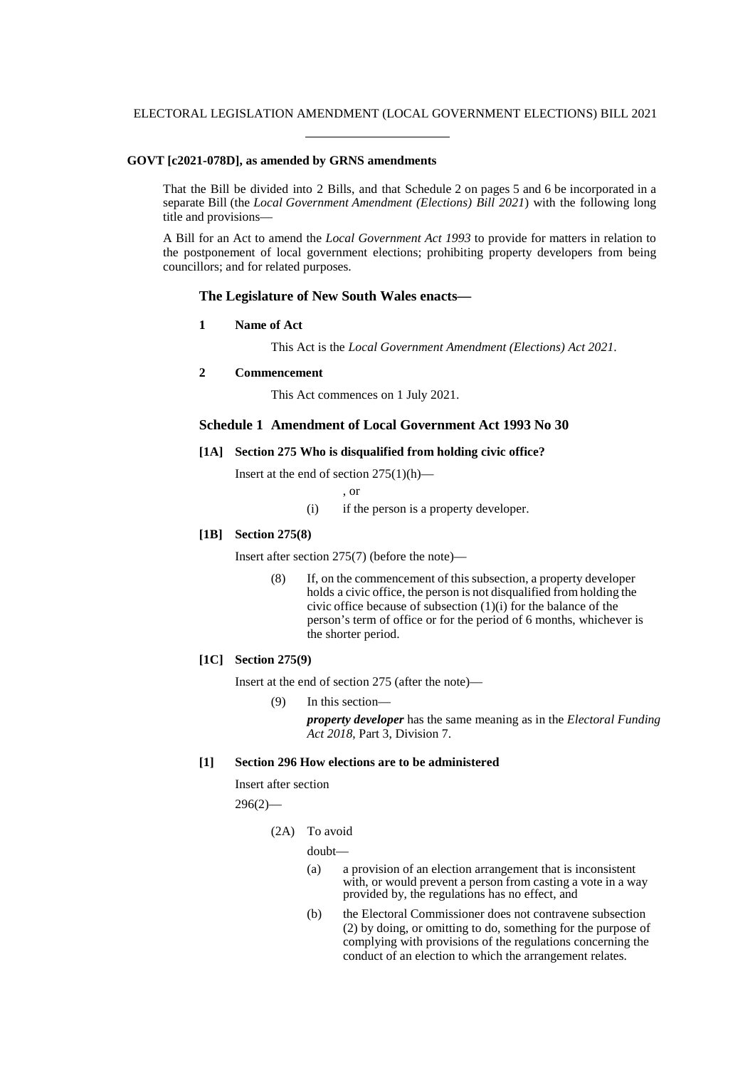ELECTORAL LEGISLATION AMENDMENT (LOCAL GOVERNMENT ELECTIONS) BILL 2021

**GOVT [c2021-078D], as amended by GRNS amendments**

That the Bill be divided into 2 Bills, and that Schedule 2 on pages 5 and 6 be incorporated in a separate Bill (the *Local Government Amendment (Elections) Bill 2021*) with the following long title and provisions—

A Bill for an Act to amend the *Local Government Act 1993* to provide for matters in relation to the postponement of local government elections; prohibiting property developers from being councillors; and for related purposes.

### The Legislature of New South Wales enacts—

**1 Name of Act**

This Act is the *Local Government Amendment (Elections) Act 2021*.

**2 Commencement**

This Act commences on 1 July 2021.

### Schedule 1 Amendment of Local Government Act 1993 No 30

**[1A] Section 275 Who is disqualified from holding civic office?**

Insert at the end of section 275(1)(h)—

, or

(i) if the person is a property developer.

**[1B] Section 275(8)**

Insert after section 275(7) (before the note)—

(8) If, on the commencement of this subsection, a property developer holds a civic office, the person is not disqualified from holding the civic office because of subsection (1)(i) for the balance of the person's term of office or for the period of 6 months, whichever is the shorter period.

**[1C] Section 275(9)**

Insert at the end of section 275 (after the note)—

(9) In this section—

***property developer*** has the same meaning as in the *Electoral Funding Act 2018*, Part 3, Division 7.

**[1] Section 296 How elections are to be administered**

Insert after section 296(2)—

(2A) To avoid doubt—

(a) a provision of an election arrangement that is inconsistent with, or would prevent a person from casting a vote in a way provided by, the regulations has no effect, and

(b) the Electoral Commissioner does not contravene subsection (2) by doing, or omitting to do, something for the purpose of complying with provisions of the regulations concerning the conduct of an election to which the arrangement relates.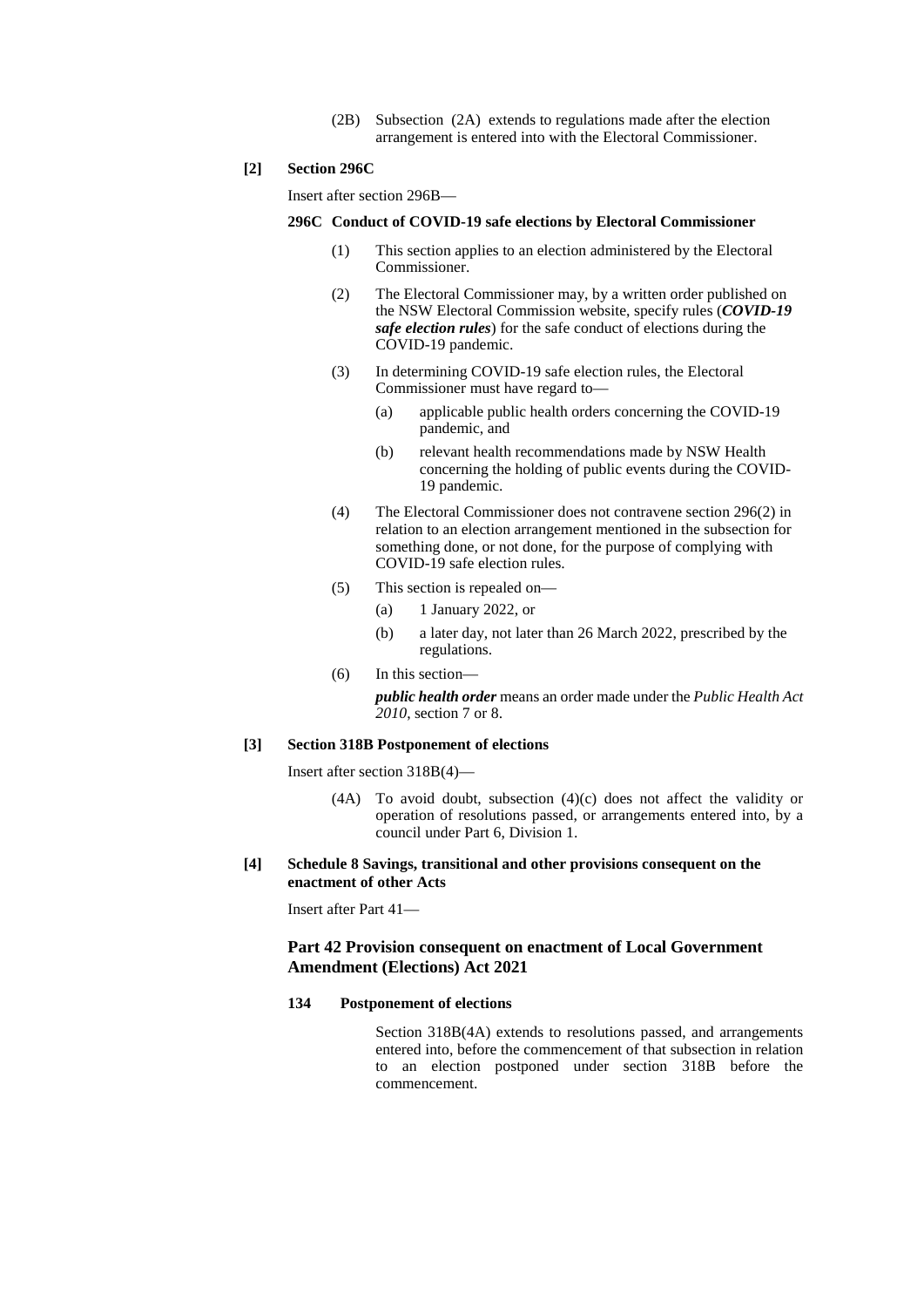(2B) Subsection (2A) extends to regulations made after the election arrangement is entered into with the Electoral Commissioner.

**[2] Section 296C**

Insert after section 296B—

**296C Conduct of COVID-19 safe elections by Electoral Commissioner**

(1) This section applies to an election administered by the Electoral Commissioner.

(2) The Electoral Commissioner may, by a written order published on the NSW Electoral Commission website, specify rules (***COVID-19 safe election rules***) for the safe conduct of elections during the COVID-19 pandemic.

(3) In determining COVID-19 safe election rules, the Electoral Commissioner must have regard to—

(a) applicable public health orders concerning the COVID-19 pandemic, and

(b) relevant health recommendations made by NSW Health concerning the holding of public events during the COVID-19 pandemic.

(4) The Electoral Commissioner does not contravene section 296(2) in relation to an election arrangement mentioned in the subsection for something done, or not done, for the purpose of complying with COVID-19 safe election rules.

(5) This section is repealed on—

(a) 1 January 2022, or

(b) a later day, not later than 26 March 2022, prescribed by the regulations.

(6) In this section—

***public health order*** means an order made under the *Public Health Act 2010*, section 7 or 8.

**[3] Section 318B Postponement of elections**

Insert after section 318B(4)—

(4A) To avoid doubt, subsection (4)(c) does not affect the validity or operation of resolutions passed, or arrangements entered into, by a council under Part 6, Division 1.

**[4] Schedule 8 Savings, transitional and other provisions consequent on the enactment of other Acts**

Insert after Part 41—

## Part 42 Provision consequent on enactment of Local Government Amendment (Elections) Act 2021

**134 Postponement of elections**

Section 318B(4A) extends to resolutions passed, and arrangements entered into, before the commencement of that subsection in relation to an election postponed under section 318B before the commencement.